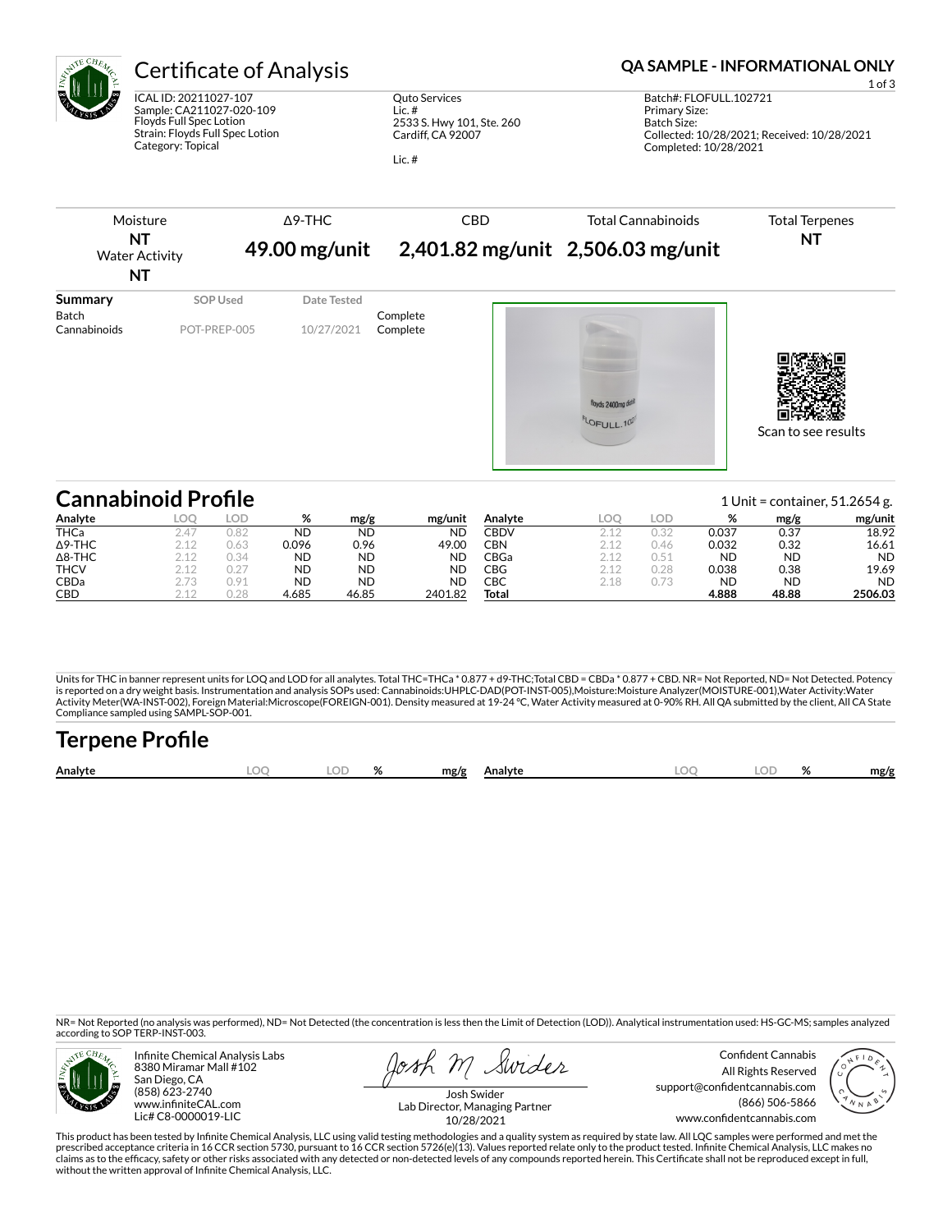# Certificate of Analysis

**QA SAMPLE - INFORMATIONAL ONLY**

ICAL ID: 20211027-107
Sample: CA211027-020-109
Floyds Full Spec Lotion
Strain: Floyds Full Spec Lotion
Category: Topical

Quto Services
Lic. #
2533 S. Hwy 101, Ste. 260
Cardiff, CA 92007

Lic. #

Batch#: FLOFULL.102721
Primary Size:
Batch Size:
Collected: 10/28/2021; Received: 10/28/2021
Completed: 10/28/2021

| Moisture | Δ9-THC | CBD | Total Cannabinoids | Total Terpenes |
|---|---|---|---|---|
| **NT** Water Activity **NT** | **49.00 mg/unit** | **2,401.82 mg/unit** | **2,506.03 mg/unit** | **NT** |

| Summary | SOP Used | Date Tested | |
|---|---|---|---|
| Batch | | | Complete |
| Cannabinoids | POT-PREP-005 | 10/27/2021 | Complete |

Scan to see results

## Cannabinoid Profile

1 Unit = container, 51.2654 g.

| Analyte | LOQ | LOD | % | mg/g | mg/unit |
|---|---|---|---|---|---|
| THCa | 2.47 | 0.82 | ND | ND | ND |
| Δ9-THC | 2.12 | 0.63 | 0.096 | 0.96 | 49.00 |
| Δ8-THC | 2.12 | 0.34 | ND | ND | ND |
| THCV | 2.12 | 0.27 | ND | ND | ND |
| CBDa | 2.73 | 0.91 | ND | ND | ND |
| CBD | 2.12 | 0.28 | 4.685 | 46.85 | 2401.82 |
| CBDV | 2.12 | 0.32 | 0.037 | 0.37 | 18.92 |
| CBN | 2.12 | 0.46 | 0.032 | 0.32 | 16.61 |
| CBGa | 2.12 | 0.51 | ND | ND | ND |
| CBG | 2.12 | 0.28 | 0.038 | 0.38 | 19.69 |
| CBC | 2.18 | 0.73 | ND | ND | ND |
| **Total** | | | **4.888** | **48.88** | **2506.03** |

Units for THC in banner represent units for LOQ and LOD for all analytes. Total THC=THCa * 0.877 + d9-THC;Total CBD = CBDa * 0.877 + CBD. NR= Not Reported, ND= Not Detected. Potency is reported on a dry weight basis. Instrumentation and analysis SOPs used: Cannabinoids:UHPLC-DAD(POT-INST-005),Moisture:Moisture Analyzer(MOISTURE-001),Water Activity:Water Activity Meter(WA-INST-002), Foreign Material:Microscope(FOREIGN-001). Density measured at 19-24 °C, Water Activity measured at 0-90% RH. All QA submitted by the client, All CA State Compliance sampled using SAMPL-SOP-001.

## Terpene Profile

| Analyte | LOQ | LOD | % | mg/g | Analyte | LOQ | LOD | % | mg/g |
|---|---|---|---|---|---|---|---|---|---|

NR= Not Reported (no analysis was performed), ND= Not Detected (the concentration is less then the Limit of Detection (LOD)). Analytical instrumentation used: HS-GC-MS; samples analyzed according to SOP TERP-INST-003.

Infinite Chemical Analysis Labs
8380 Miramar Mall #102
San Diego, CA
(858) 623-2740
www.infiniteCAL.com
Lic# C8-0000019-LIC

Josh Swider
Lab Director, Managing Partner
10/28/2021

Confident Cannabis
All Rights Reserved
support@confidentcannabis.com
(866) 506-5866
www.confidentcannabis.com

This product has been tested by Infinite Chemical Analysis, LLC using valid testing methodologies and a quality system as required by state law. All LQC samples were performed and met the prescribed acceptance criteria in 16 CCR section 5730, pursuant to 16 CCR section 5726(e)(13). Values reported relate only to the product tested. Infinite Chemical Analysis, LLC makes no claims as to the efficacy, safety or other risks associated with any detected or non-detected levels of any compounds reported herein. This Certificate shall not be reproduced except in full, without the written approval of Infinite Chemical Analysis, LLC.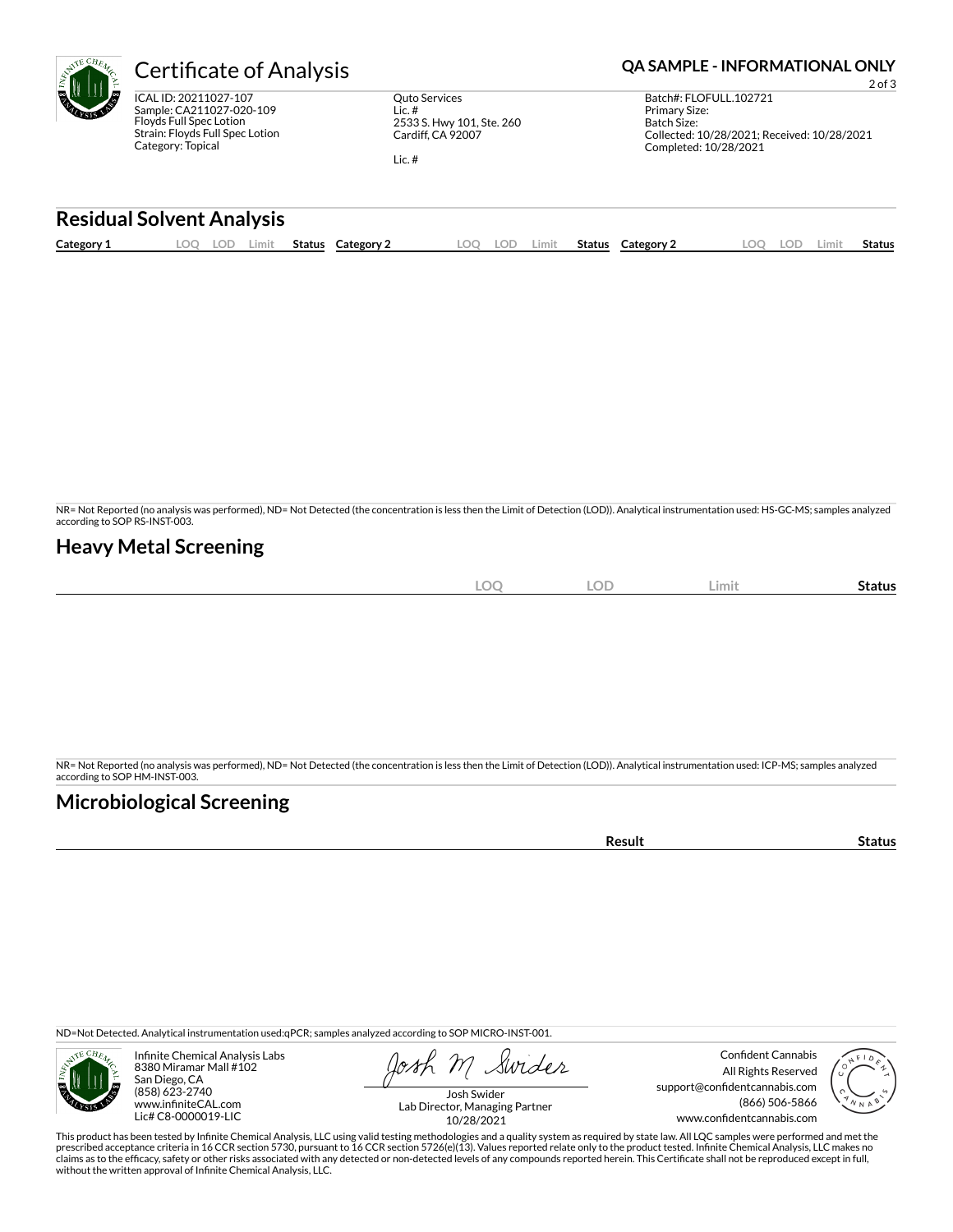# Certificate of Analysis

**QA SAMPLE - INFORMATIONAL ONLY**

ICAL ID: 20211027-107
Sample: CA211027-020-109
Floyds Full Spec Lotion
Strain: Floyds Full Spec Lotion
Category: Topical

Quto Services
Lic. #
2533 S. Hwy 101, Ste. 260
Cardiff, CA 92007

Lic. #

Batch#: FLOFULL.102721
Primary Size:
Batch Size:
Collected: 10/28/2021; Received: 10/28/2021
Completed: 10/28/2021

## Residual Solvent Analysis

| Category 1 | LOQ | LOD | Limit | Status | Category 2 | LOQ | LOD | Limit | Status | Category 2 | LOQ | LOD | Limit | Status |
|---|---|---|---|---|---|---|---|---|---|---|---|---|---|---|

NR= Not Reported (no analysis was performed), ND= Not Detected (the concentration is less then the Limit of Detection (LOD)). Analytical instrumentation used: HS-GC-MS; samples analyzed according to SOP RS-INST-003.

## Heavy Metal Screening

| | LOQ | LOD | Limit | Status |
|---|---|---|---|---|

NR= Not Reported (no analysis was performed), ND= Not Detected (the concentration is less then the Limit of Detection (LOD)). Analytical instrumentation used: ICP-MS; samples analyzed according to SOP HM-INST-003.

## Microbiological Screening

| | Result | Status |
|---|---|---|

ND=Not Detected. Analytical instrumentation used:qPCR; samples analyzed according to SOP MICRO-INST-001.

Infinite Chemical Analysis Labs
8380 Miramar Mall #102
San Diego, CA
(858) 623-2740
www.infiniteCAL.com
Lic# C8-0000019-LIC

Josh Swider
Lab Director, Managing Partner
10/28/2021

Confident Cannabis
All Rights Reserved
support@confidentcannabis.com
(866) 506-5866
www.confidentcannabis.com

This product has been tested by Infinite Chemical Analysis, LLC using valid testing methodologies and a quality system as required by state law. All LQC samples were performed and met the prescribed acceptance criteria in 16 CCR section 5730, pursuant to 16 CCR section 5726(e)(13). Values reported relate only to the product tested. Infinite Chemical Analysis, LLC makes no claims as to the efficacy, safety or other risks associated with any detected or non-detected levels of any compounds reported herein. This Certificate shall not be reproduced except in full, without the written approval of Infinite Chemical Analysis, LLC.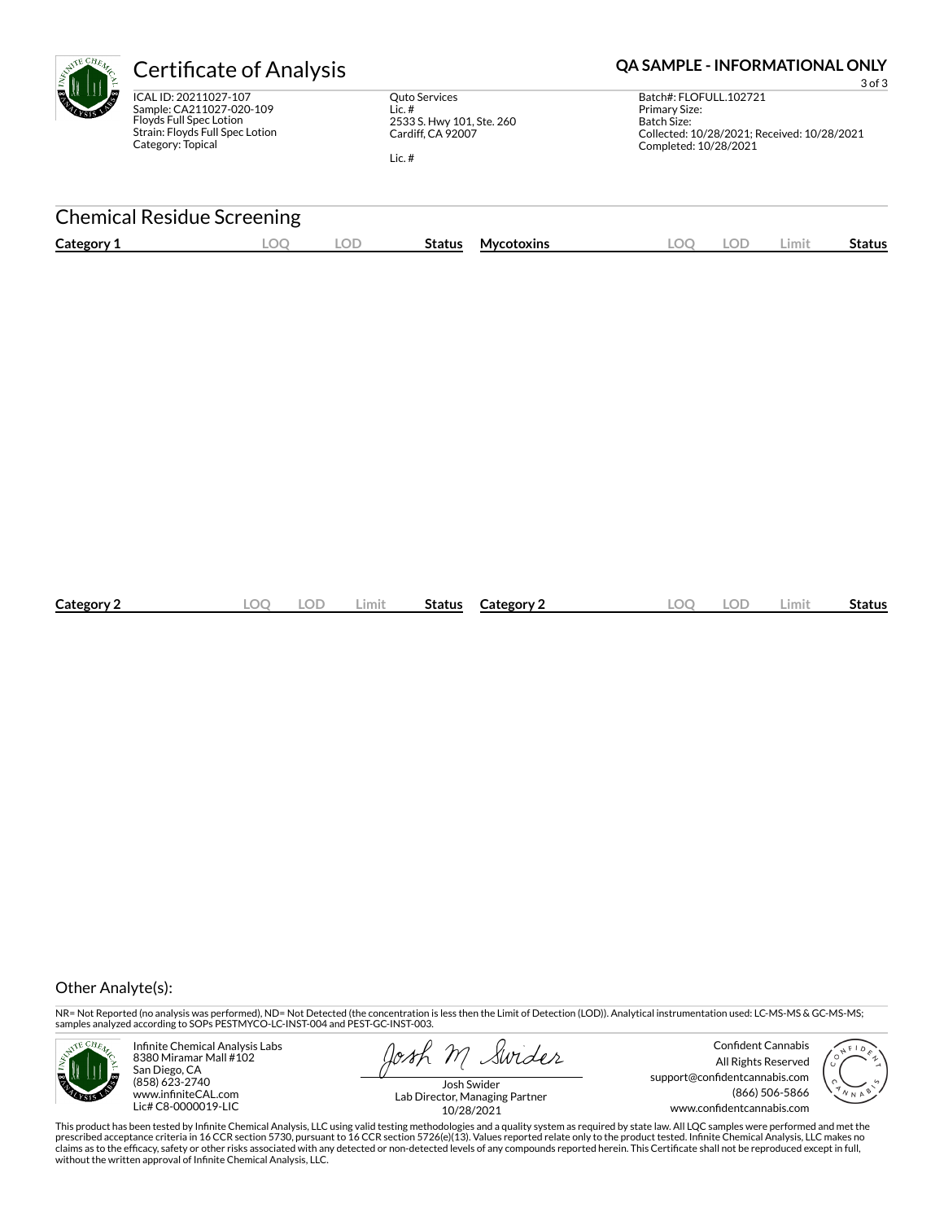# Certificate of Analysis

**QA SAMPLE - INFORMATIONAL ONLY**

ICAL ID: 20211027-107
Sample: CA211027-020-109
Floyds Full Spec Lotion
Strain: Floyds Full Spec Lotion
Category: Topical

Quto Services
Lic. #
2533 S. Hwy 101, Ste. 260
Cardiff, CA 92007

Lic. #

Batch#: FLOFULL.102721
Primary Size:
Batch Size:
Collected: 10/28/2021; Received: 10/28/2021
Completed: 10/28/2021

## Chemical Residue Screening

| Category 1 | LOQ | LOD | Status |
|---|---|---|---|

| Mycotoxins | LOQ | LOD | Limit | Status |
|---|---|---|---|---|

| Category 2 | LOQ | LOD | Limit | Status |
|---|---|---|---|---|

| Category 2 | LOQ | LOD | Limit | Status |
|---|---|---|---|---|

Other Analyte(s):

NR= Not Reported (no analysis was performed), ND= Not Detected (the concentration is less then the Limit of Detection (LOD)). Analytical instrumentation used: LC-MS-MS & GC-MS-MS; samples analyzed according to SOPs PESTMYCO-LC-INST-004 and PEST-GC-INST-003.

Infinite Chemical Analysis Labs
8380 Miramar Mall #102
San Diego, CA
(858) 623-2740
www.infiniteCAL.com
Lic# C8-0000019-LIC

Josh Swider
Lab Director, Managing Partner
10/28/2021

Confident Cannabis
All Rights Reserved
support@confidentcannabis.com
(866) 506-5866
www.confidentcannabis.com

This product has been tested by Infinite Chemical Analysis, LLC using valid testing methodologies and a quality system as required by state law. All LQC samples were performed and met the prescribed acceptance criteria in 16 CCR section 5730, pursuant to 16 CCR section 5726(e)(13). Values reported relate only to the product tested. Infinite Chemical Analysis, LLC makes no claims as to the efficacy, safety or other risks associated with any detected or non-detected levels of any compounds reported herein. This Certificate shall not be reproduced except in full, without the written approval of Infinite Chemical Analysis, LLC.